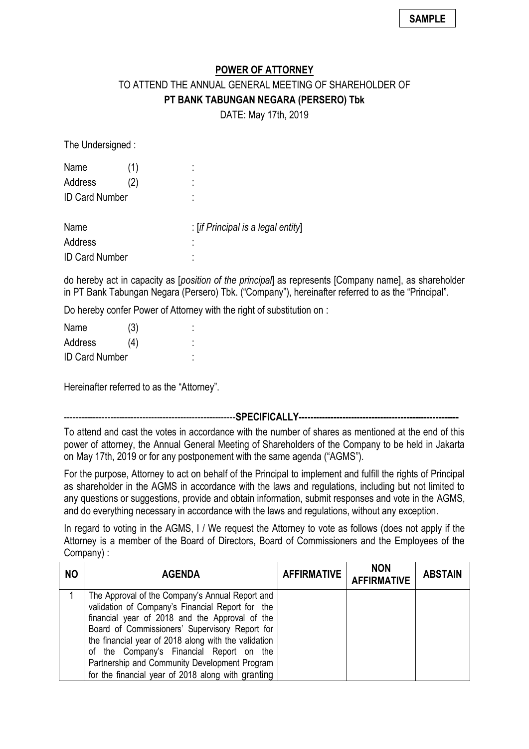**SAMPLE**

**POWER OF ATTORNEY**

TO ATTEND THE ANNUAL GENERAL MEETING OF SHAREHOLDER OF

**PT BANK TABUNGAN NEGARA (PERSERO) Tbk**

DATE: May 17th, 2019

The Undersigned :

Name (1) :
Address (2) :
ID Card Number :

Name : [*if Principal is a legal entity*]
Address :
ID Card Number :

do hereby act in capacity as [*position of the principal*] as represents [Company name], as shareholder in PT Bank Tabungan Negara (Persero) Tbk. ("Company"), hereinafter referred to as the "Principal".

Do hereby confer Power of Attorney with the right of substitution on :

Name (3) :
Address (4) :
ID Card Number :

Hereinafter referred to as the "Attorney".

-----------------------------------------------------------**SPECIFICALLY**-------------------------------------------------------

To attend and cast the votes in accordance with the number of shares as mentioned at the end of this power of attorney, the Annual General Meeting of Shareholders of the Company to be held in Jakarta on May 17th, 2019 or for any postponement with the same agenda ("AGMS").

For the purpose, Attorney to act on behalf of the Principal to implement and fulfill the rights of Principal as shareholder in the AGMS in accordance with the laws and regulations, including but not limited to any questions or suggestions, provide and obtain information, submit responses and vote in the AGMS, and do everything necessary in accordance with the laws and regulations, without any exception.

In regard to voting in the AGMS, I / We request the Attorney to vote as follows (does not apply if the Attorney is a member of the Board of Directors, Board of Commissioners and the Employees of the Company) :

| NO | AGENDA | AFFIRMATIVE | NON AFFIRMATIVE | ABSTAIN |
|---|---|---|---|---|
| 1 | The Approval of the Company's Annual Report and validation of Company's Financial Report for the financial year of 2018 and the Approval of the Board of Commissioners' Supervisory Report for the financial year of 2018 along with the validation of the Company's Financial Report on the Partnership and Community Development Program for the financial year of 2018 along with granting | | | |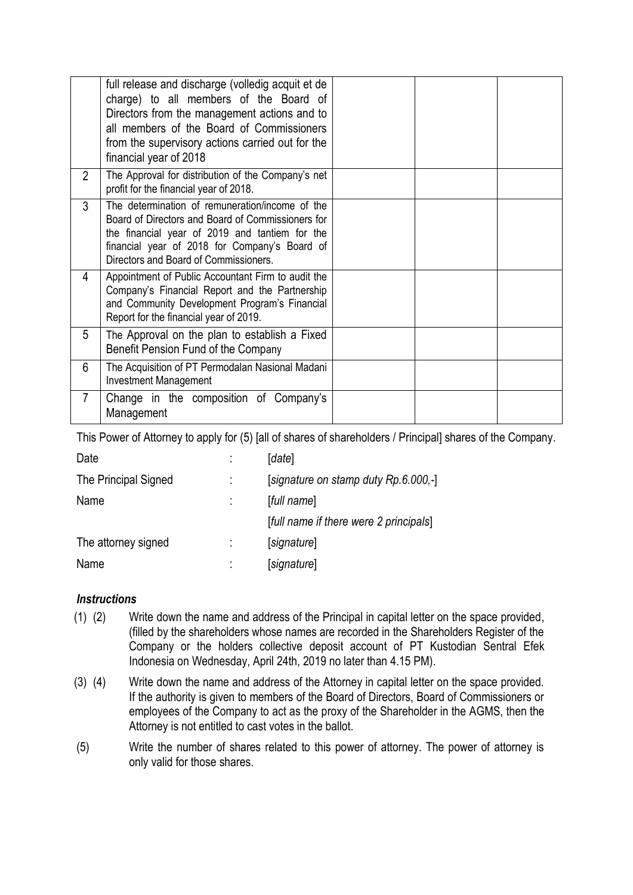| | | | | |
|---|---|---|---|---|
| | full release and discharge (volledig acquit et de charge) to all members of the Board of Directors from the management actions and to all members of the Board of Commissioners from the supervisory actions carried out for the financial year of 2018 | | | |
| 2 | The Approval for distribution of the Company's net profit for the financial year of 2018. | | | |
| 3 | The determination of remuneration/income of the Board of Directors and Board of Commissioners for the financial year of 2019 and tantiem for the financial year of 2018 for Company's Board of Directors and Board of Commissioners. | | | |
| 4 | Appointment of Public Accountant Firm to audit the Company's Financial Report and the Partnership and Community Development Program's Financial Report for the financial year of 2019. | | | |
| 5 | The Approval on the plan to establish a Fixed Benefit Pension Fund of the Company | | | |
| 6 | The Acquisition of PT Permodalan Nasional Madani Investment Management | | | |
| 7 | Change in the composition of Company's Management | | | |

This Power of Attorney to apply for (5) [all of shares of shareholders / Principal] shares of the Company.

| | | |
|---|---|---|
| Date | : | [*date*] |
| The Principal Signed | : | [*signature on stamp duty Rp.6.000,-*] |
| Name | : | [*full name*] |
| | | [*full name if there were 2 principals*] |
| The attorney signed | : | [*signature*] |
| Name | : | [*signature*] |

***Instructions***

(1) (2) Write down the name and address of the Principal in capital letter on the space provided, (filled by the shareholders whose names are recorded in the Shareholders Register of the Company or the holders collective deposit account of PT Kustodian Sentral Efek Indonesia on Wednesday, April 24th, 2019 no later than 4.15 PM).

(3) (4) Write down the name and address of the Attorney in capital letter on the space provided. If the authority is given to members of the Board of Directors, Board of Commissioners or employees of the Company to act as the proxy of the Shareholder in the AGMS, then the Attorney is not entitled to cast votes in the ballot.

(5) Write the number of shares related to this power of attorney. The power of attorney is only valid for those shares.